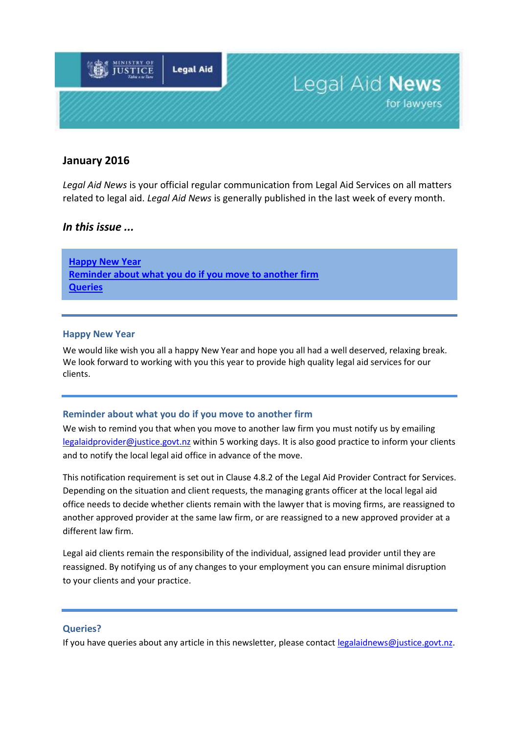# Legal Aid News for lawyers

## January 2016

*Legal Aid News* is your official regular communication from Legal Aid Services on all matters related to legal aid. *Legal Aid News* is generally published in the last week of every month.

### *In this issue ...*

- Happy New Year
- Reminder about what you do if you move to another firm
- Queries

---

### Happy New Year

We would like wish you all a happy New Year and hope you all had a well deserved, relaxing break. We look forward to working with you this year to provide high quality legal aid services for our clients.

---

### Reminder about what you do if you move to another firm

We wish to remind you that when you move to another law firm you must notify us by emailing legalaidprovider@justice.govt.nz within 5 working days. It is also good practice to inform your clients and to notify the local legal aid office in advance of the move.

This notification requirement is set out in Clause 4.8.2 of the Legal Aid Provider Contract for Services. Depending on the situation and client requests, the managing grants officer at the local legal aid office needs to decide whether clients remain with the lawyer that is moving firms, are reassigned to another approved provider at the same law firm, or are reassigned to a new approved provider at a different law firm.

Legal aid clients remain the responsibility of the individual, assigned lead provider until they are reassigned. By notifying us of any changes to your employment you can ensure minimal disruption to your clients and your practice.

---

### Queries?

If you have queries about any article in this newsletter, please contact legalaidnews@justice.govt.nz.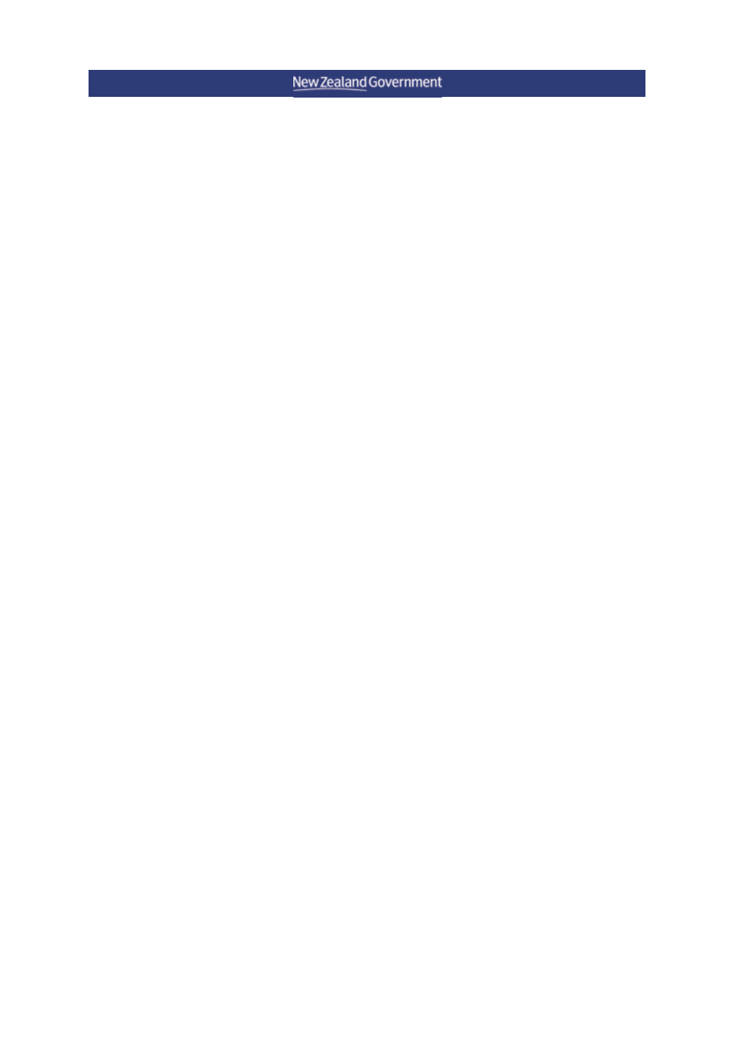New Zealand Government